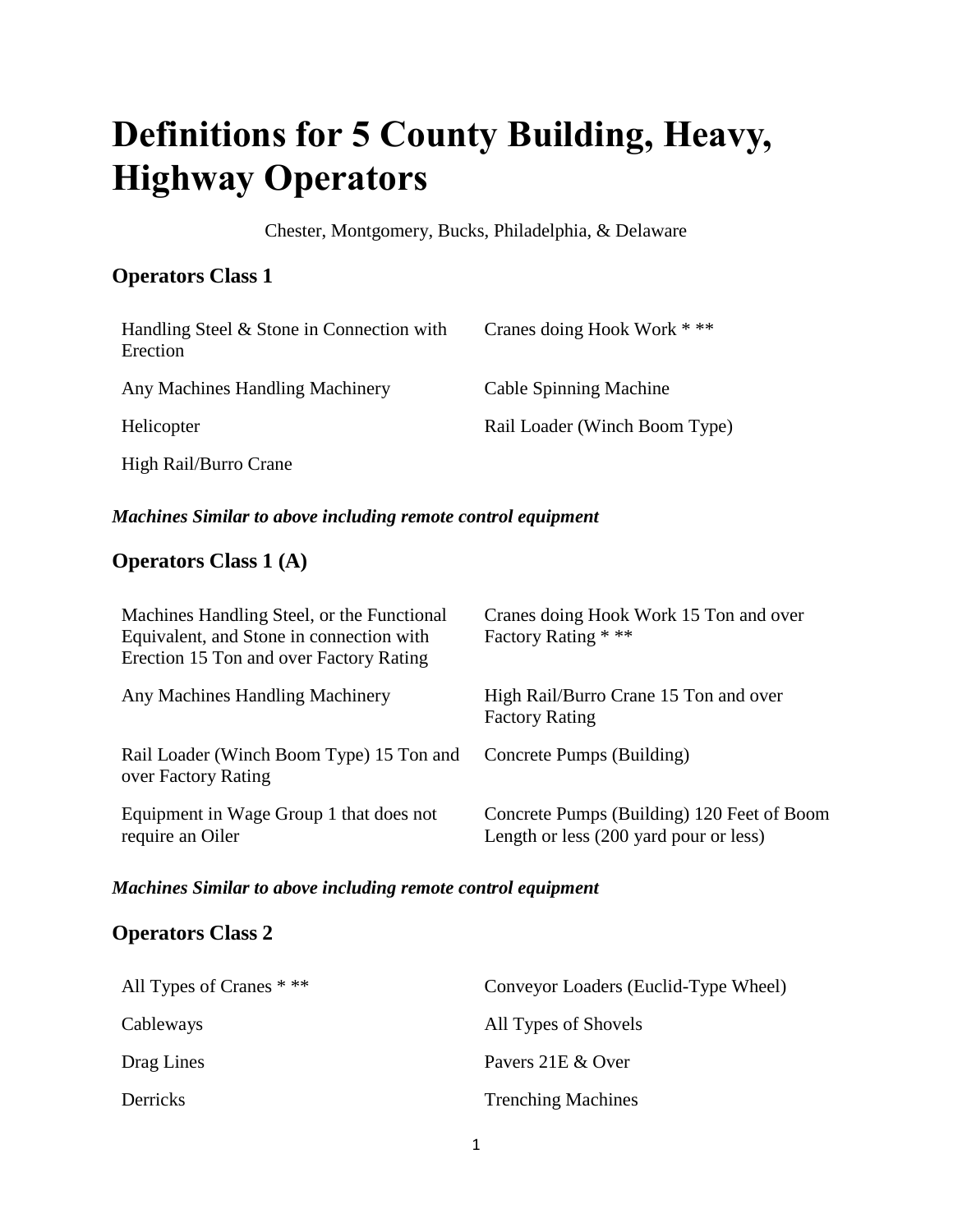# Definitions for 5 County Building, Heavy, Highway Operators

Chester, Montgomery, Bucks, Philadelphia, & Delaware

### Operators Class 1

| | |
|---|---|
| Handling Steel & Stone in Connection with Erection | Cranes doing Hook Work * ** |
| Any Machines Handling Machinery | Cable Spinning Machine |
| Helicopter | Rail Loader (Winch Boom Type) |
| High Rail/Burro Crane | |

***Machines Similar to above including remote control equipment***

### Operators Class 1 (A)

| | |
|---|---|
| Machines Handling Steel, or the Functional Equivalent, and Stone in connection with Erection 15 Ton and over Factory Rating | Cranes doing Hook Work 15 Ton and over Factory Rating * ** |
| Any Machines Handling Machinery | High Rail/Burro Crane 15 Ton and over Factory Rating |
| Rail Loader (Winch Boom Type) 15 Ton and over Factory Rating | Concrete Pumps (Building) |
| Equipment in Wage Group 1 that does not require an Oiler | Concrete Pumps (Building) 120 Feet of Boom Length or less (200 yard pour or less) |

***Machines Similar to above including remote control equipment***

### Operators Class 2

| | |
|---|---|
| All Types of Cranes * ** | Conveyor Loaders (Euclid-Type Wheel) |
| Cableways | All Types of Shovels |
| Drag Lines | Pavers 21E & Over |
| Derricks | Trenching Machines |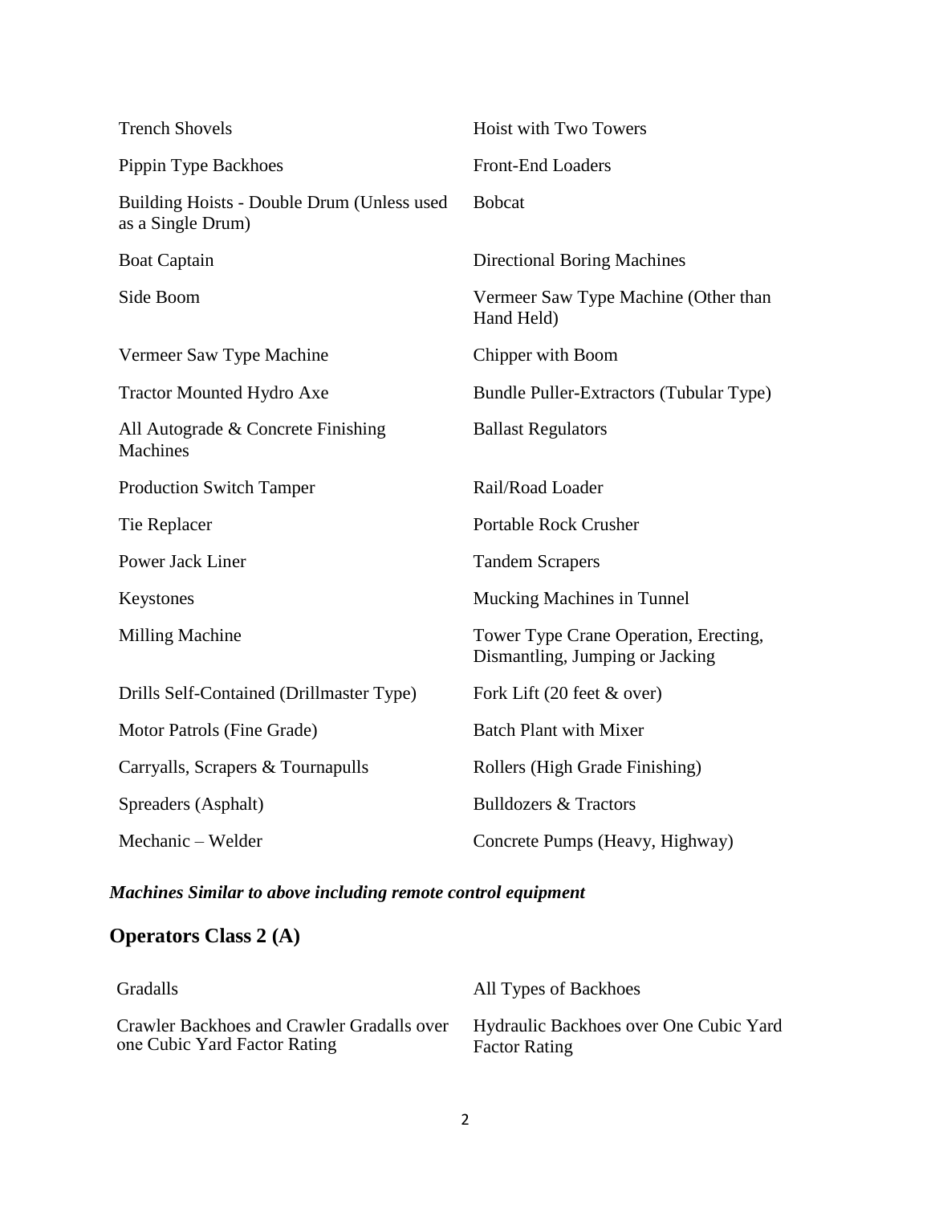| | |
|---|---|
| Trench Shovels | Hoist with Two Towers |
| Pippin Type Backhoes | Front-End Loaders |
| Building Hoists - Double Drum (Unless used as a Single Drum) | Bobcat |
| Boat Captain | Directional Boring Machines |
| Side Boom | Vermeer Saw Type Machine (Other than Hand Held) |
| Vermeer Saw Type Machine | Chipper with Boom |
| Tractor Mounted Hydro Axe | Bundle Puller-Extractors (Tubular Type) |
| All Autograde & Concrete Finishing Machines | Ballast Regulators |
| Production Switch Tamper | Rail/Road Loader |
| Tie Replacer | Portable Rock Crusher |
| Power Jack Liner | Tandem Scrapers |
| Keystones | Mucking Machines in Tunnel |
| Milling Machine | Tower Type Crane Operation, Erecting, Dismantling, Jumping or Jacking |
| Drills Self-Contained (Drillmaster Type) | Fork Lift (20 feet & over) |
| Motor Patrols (Fine Grade) | Batch Plant with Mixer |
| Carryalls, Scrapers & Tournapulls | Rollers (High Grade Finishing) |
| Spreaders (Asphalt) | Bulldozers & Tractors |
| Mechanic – Welder | Concrete Pumps (Heavy, Highway) |

***Machines Similar to above including remote control equipment***

## Operators Class 2 (A)

| | |
|---|---|
| Gradalls | All Types of Backhoes |
| Crawler Backhoes and Crawler Gradalls over one Cubic Yard Factor Rating | Hydraulic Backhoes over One Cubic Yard Factor Rating |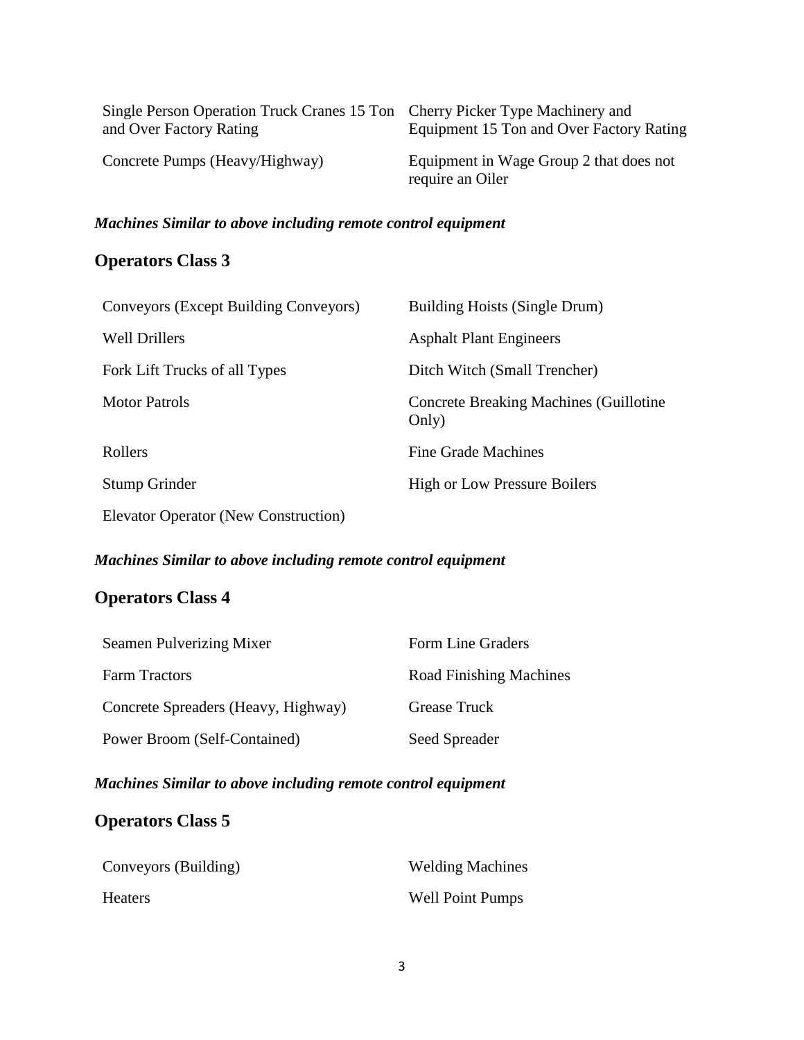| | |
|---|---|
| Single Person Operation Truck Cranes 15 Ton and Over Factory Rating | Cherry Picker Type Machinery and Equipment 15 Ton and Over Factory Rating |
| Concrete Pumps (Heavy/Highway) | Equipment in Wage Group 2 that does not require an Oiler |

***Machines Similar to above including remote control equipment***

## Operators Class 3

| | |
|---|---|
| Conveyors (Except Building Conveyors) | Building Hoists (Single Drum) |
| Well Drillers | Asphalt Plant Engineers |
| Fork Lift Trucks of all Types | Ditch Witch (Small Trencher) |
| Motor Patrols | Concrete Breaking Machines (Guillotine Only) |
| Rollers | Fine Grade Machines |
| Stump Grinder | High or Low Pressure Boilers |
| Elevator Operator (New Construction) | |

***Machines Similar to above including remote control equipment***

## Operators Class 4

| | |
|---|---|
| Seamen Pulverizing Mixer | Form Line Graders |
| Farm Tractors | Road Finishing Machines |
| Concrete Spreaders (Heavy, Highway) | Grease Truck |
| Power Broom (Self-Contained) | Seed Spreader |

***Machines Similar to above including remote control equipment***

## Operators Class 5

| | |
|---|---|
| Conveyors (Building) | Welding Machines |
| Heaters | Well Point Pumps |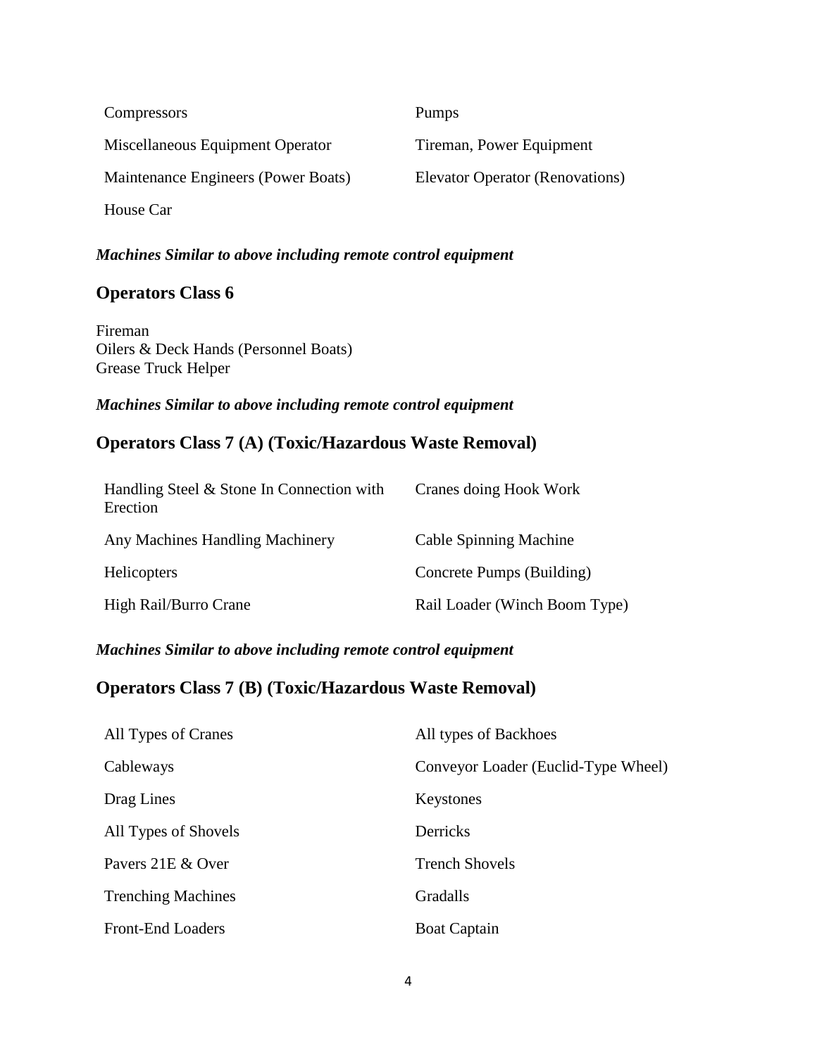| | |
|---|---|
| Compressors | Pumps |
| Miscellaneous Equipment Operator | Tireman, Power Equipment |
| Maintenance Engineers (Power Boats) | Elevator Operator (Renovations) |
| House Car | |

***Machines Similar to above including remote control equipment***

## Operators Class 6

Fireman
Oilers & Deck Hands (Personnel Boats)
Grease Truck Helper

***Machines Similar to above including remote control equipment***

## Operators Class 7 (A) (Toxic/Hazardous Waste Removal)

| | |
|---|---|
| Handling Steel & Stone In Connection with Erection | Cranes doing Hook Work |
| Any Machines Handling Machinery | Cable Spinning Machine |
| Helicopters | Concrete Pumps (Building) |
| High Rail/Burro Crane | Rail Loader (Winch Boom Type) |

***Machines Similar to above including remote control equipment***

## Operators Class 7 (B) (Toxic/Hazardous Waste Removal)

| | |
|---|---|
| All Types of Cranes | All types of Backhoes |
| Cableways | Conveyor Loader (Euclid-Type Wheel) |
| Drag Lines | Keystones |
| All Types of Shovels | Derricks |
| Pavers 21E & Over | Trench Shovels |
| Trenching Machines | Gradalls |
| Front-End Loaders | Boat Captain |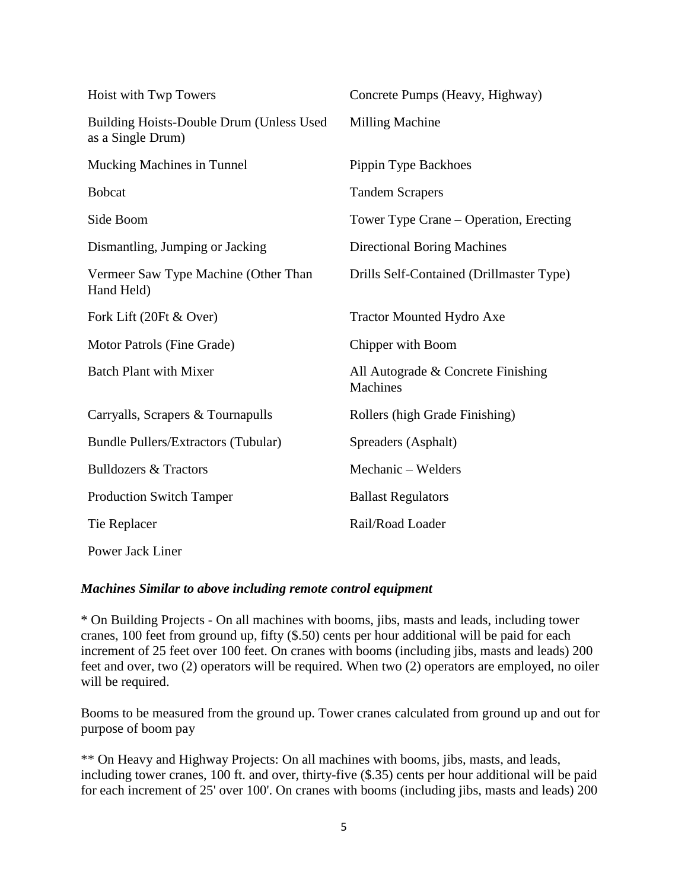| | |
|---|---|
| Hoist with Twp Towers | Concrete Pumps (Heavy, Highway) |
| Building Hoists-Double Drum (Unless Used as a Single Drum) | Milling Machine |
| Mucking Machines in Tunnel | Pippin Type Backhoes |
| Bobcat | Tandem Scrapers |
| Side Boom | Tower Type Crane – Operation, Erecting |
| Dismantling, Jumping or Jacking | Directional Boring Machines |
| Vermeer Saw Type Machine (Other Than Hand Held) | Drills Self-Contained (Drillmaster Type) |
| Fork Lift (20Ft & Over) | Tractor Mounted Hydro Axe |
| Motor Patrols (Fine Grade) | Chipper with Boom |
| Batch Plant with Mixer | All Autograde & Concrete Finishing Machines |
| Carryalls, Scrapers & Tournapulls | Rollers (high Grade Finishing) |
| Bundle Pullers/Extractors (Tubular) | Spreaders (Asphalt) |
| Bulldozers & Tractors | Mechanic – Welders |
| Production Switch Tamper | Ballast Regulators |
| Tie Replacer | Rail/Road Loader |
| Power Jack Liner | |

***Machines Similar to above including remote control equipment***

* On Building Projects - On all machines with booms, jibs, masts and leads, including tower cranes, 100 feet from ground up, fifty ($.50) cents per hour additional will be paid for each increment of 25 feet over 100 feet. On cranes with booms (including jibs, masts and leads) 200 feet and over, two (2) operators will be required. When two (2) operators are employed, no oiler will be required.

Booms to be measured from the ground up. Tower cranes calculated from ground up and out for purpose of boom pay

** On Heavy and Highway Projects: On all machines with booms, jibs, masts, and leads, including tower cranes, 100 ft. and over, thirty-five ($.35) cents per hour additional will be paid for each increment of 25' over 100'. On cranes with booms (including jibs, masts and leads) 200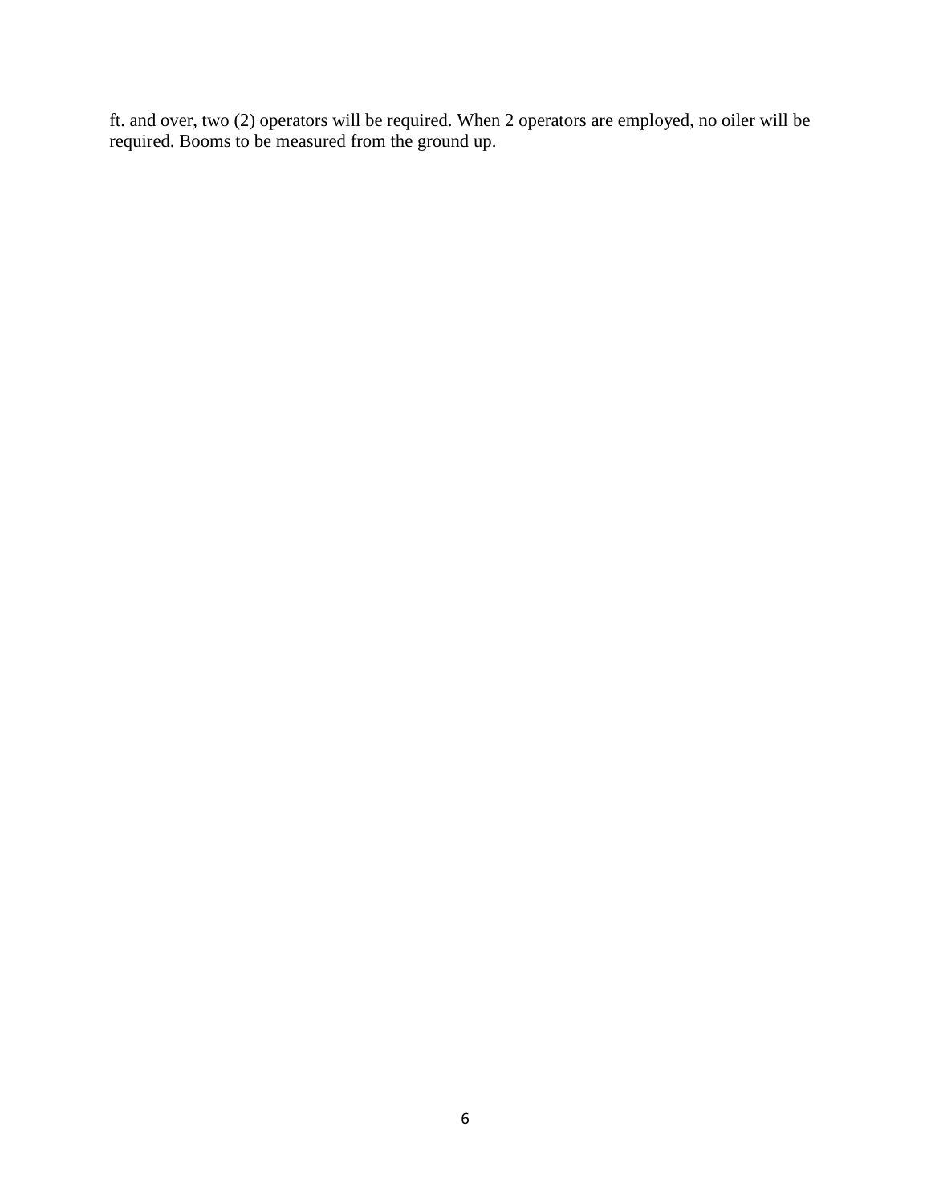ft. and over, two (2) operators will be required. When 2 operators are employed, no oiler will be required. Booms to be measured from the ground up.